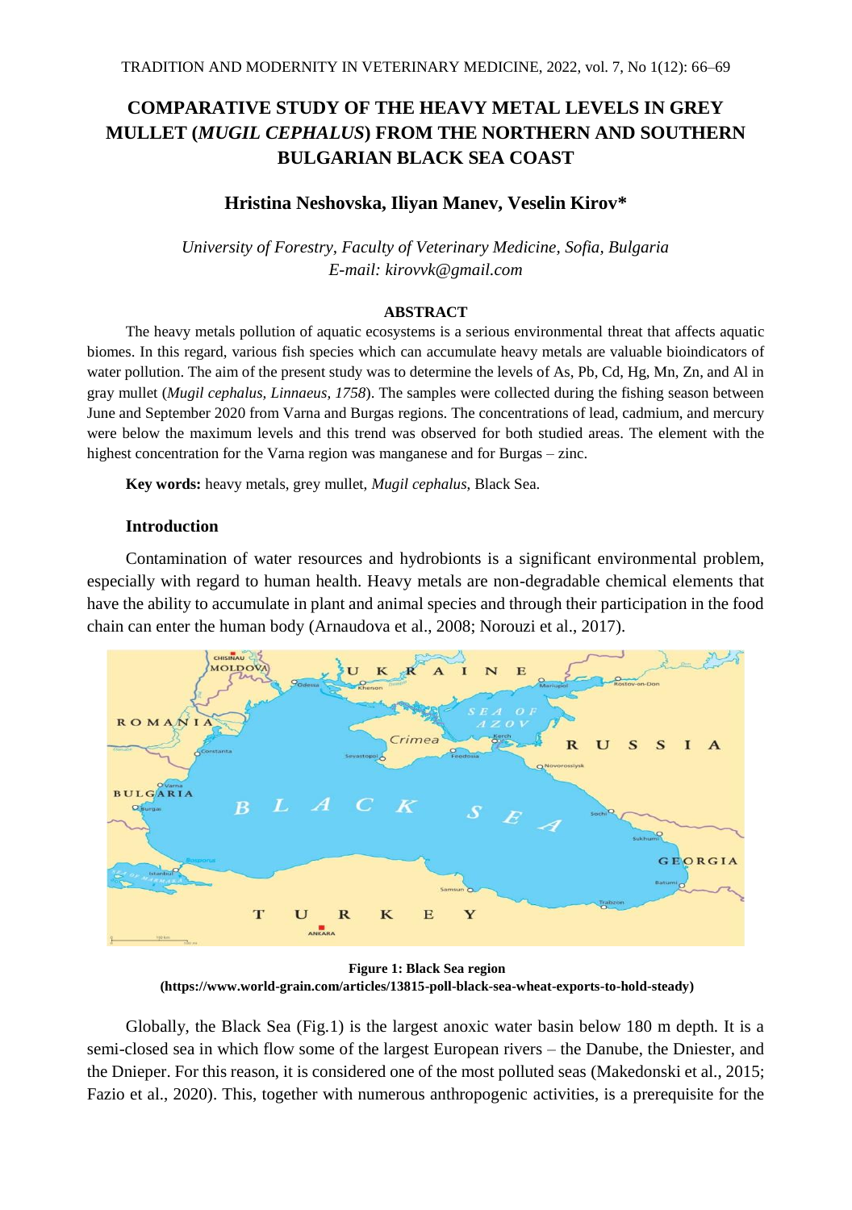# COMPARATIVE STUDY OF THE HEAVY METAL LEVELS IN GREY MULLET (*MUGIL CEPHALUS*) FROM THE NORTHERN AND SOUTHERN BULGARIAN BLACK SEA COAST

**Hristina Neshovska, Iliyan Manev, Veselin Kirov***

*University of Forestry, Faculty of Veterinary Medicine, Sofia, Bulgaria*
*E-mail: kirovvk@gmail.com*

## ABSTRACT

The heavy metals pollution of aquatic ecosystems is a serious environmental threat that affects aquatic biomes. In this regard, various fish species which can accumulate heavy metals are valuable bioindicators of water pollution. The aim of the present study was to determine the levels of As, Pb, Cd, Hg, Mn, Zn, and Al in gray mullet (*Mugil cephalus, Linnaeus, 1758*). The samples were collected during the fishing season between June and September 2020 from Varna and Burgas regions. The concentrations of lead, cadmium, and mercury were below the maximum levels and this trend was observed for both studied areas. The element with the highest concentration for the Varna region was manganese and for Burgas – zinc.

**Key words:** heavy metals, grey mullet, *Mugil cephalus*, Black Sea.

### Introduction

Contamination of water resources and hydrobionts is a significant environmental problem, especially with regard to human health. Heavy metals are non-degradable chemical elements that have the ability to accumulate in plant and animal species and through their participation in the food chain can enter the human body (Arnaudova et al., 2008; Norouzi et al., 2017).

**Figure 1: Black Sea region**
**(https://www.world-grain.com/articles/13815-poll-black-sea-wheat-exports-to-hold-steady)**

Globally, the Black Sea (Fig.1) is the largest anoxic water basin below 180 m depth. It is a semi-closed sea in which flow some of the largest European rivers – the Danube, the Dniester, and the Dnieper. For this reason, it is considered one of the most polluted seas (Makedonski et al., 2015; Fazio et al., 2020). This, together with numerous anthropogenic activities, is a prerequisite for the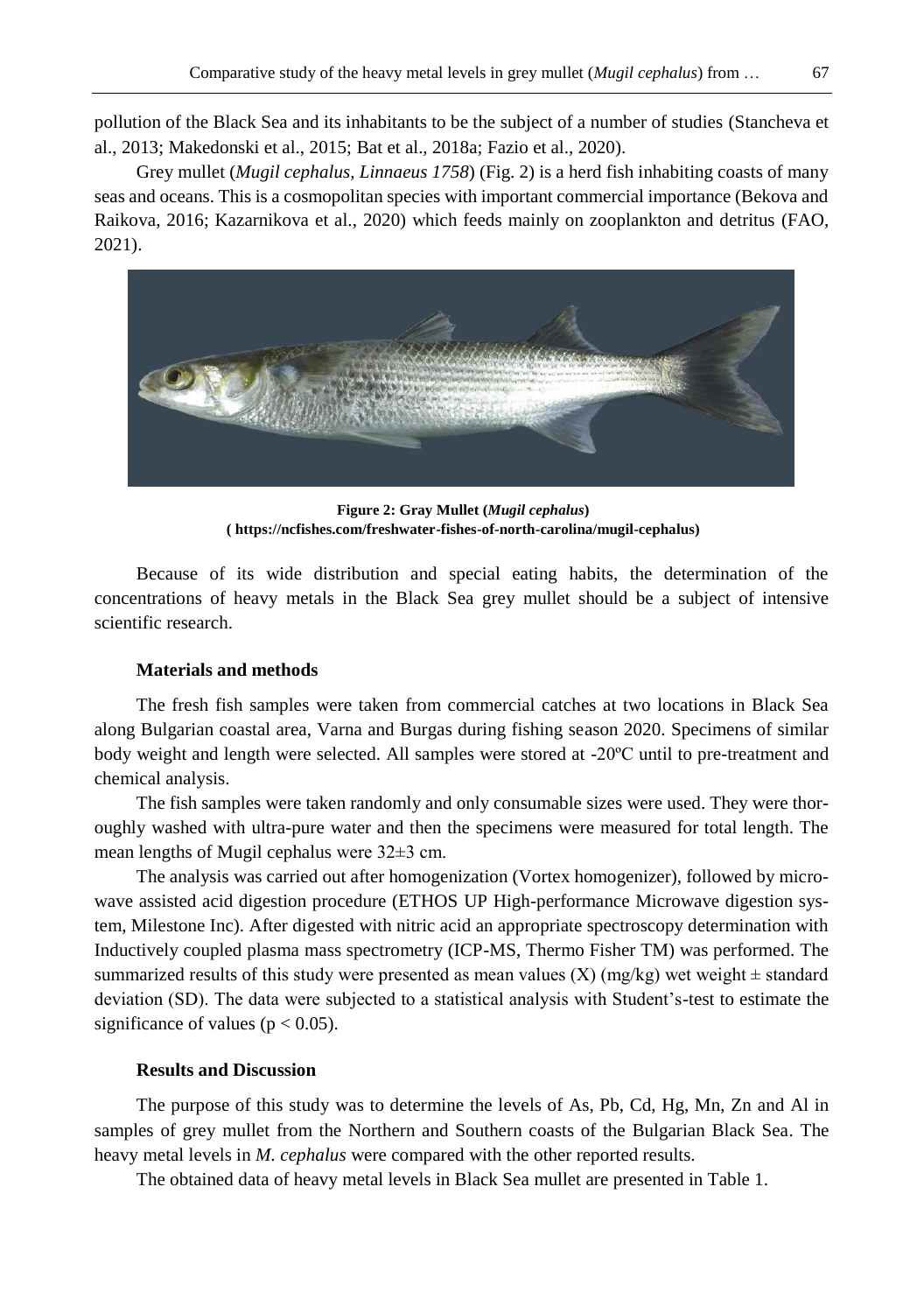pollution of the Black Sea and its inhabitants to be the subject of a number of studies (Stancheva et al., 2013; Makedonski et al., 2015; Bat et al., 2018a; Fazio et al., 2020).

Grey mullet (*Mugil cephalus, Linnaeus 1758*) (Fig. 2) is a herd fish inhabiting coasts of many seas and oceans. This is a cosmopolitan species with important commercial importance (Bekova and Raikova, 2016; Kazarnikova et al., 2020) which feeds mainly on zooplankton and detritus (FAO, 2021).

**Figure 2: Gray Mullet (*Mugil cephalus*)**
**( https://ncfishes.com/freshwater-fishes-of-north-carolina/mugil-cephalus)**

Because of its wide distribution and special eating habits, the determination of the concentrations of heavy metals in the Black Sea grey mullet should be a subject of intensive scientific research.

### Materials and methods

The fresh fish samples were taken from commercial catches at two locations in Black Sea along Bulgarian coastal area, Varna and Burgas during fishing season 2020. Specimens of similar body weight and length were selected. All samples were stored at -20ºC until to pre-treatment and chemical analysis.

The fish samples were taken randomly and only consumable sizes were used. They were thoroughly washed with ultra-pure water and then the specimens were measured for total length. The mean lengths of Mugil cephalus were 32±3 cm.

The analysis was carried out after homogenization (Vortex homogenizer), followed by microwave assisted acid digestion procedure (ETHOS UP High-performance Microwave digestion system, Milestone Inc). After digested with nitric acid an appropriate spectroscopy determination with Inductively coupled plasma mass spectrometry (ICP-MS, Thermo Fisher TM) was performed. The summarized results of this study were presented as mean values (X) (mg/kg) wet weight ± standard deviation (SD). The data were subjected to a statistical analysis with Student's-test to estimate the significance of values ($p < 0.05$).

### Results and Discussion

The purpose of this study was to determine the levels of As, Pb, Cd, Hg, Mn, Zn and Al in samples of grey mullet from the Northern and Southern coasts of the Bulgarian Black Sea. The heavy metal levels in *M. cephalus* were compared with the other reported results.

The obtained data of heavy metal levels in Black Sea mullet are presented in Table 1.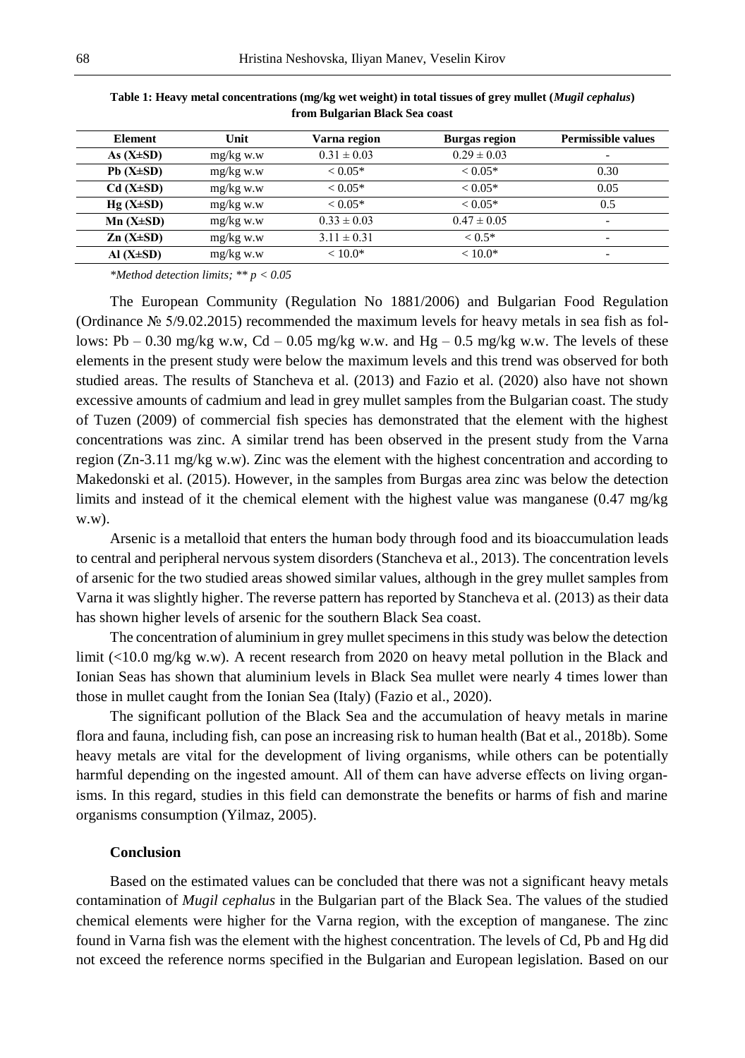**Table 1: Heavy metal concentrations (mg/kg wet weight) in total tissues of grey mullet (*Mugil cephalus*) from Bulgarian Black Sea coast**

| Element | Unit | Varna region | Burgas region | Permissible values |
|---|---|---|---|---|
| **As (X±SD)** | mg/kg w.w | 0.31 ± 0.03 | 0.29 ± 0.03 | - |
| **Pb (X±SD)** | mg/kg w.w | < 0.05* | < 0.05* | 0.30 |
| **Cd (X±SD)** | mg/kg w.w | < 0.05* | < 0.05* | 0.05 |
| **Hg (X±SD)** | mg/kg w.w | < 0.05* | < 0.05* | 0.5 |
| **Mn (X±SD)** | mg/kg w.w | 0.33 ± 0.03 | 0.47 ± 0.05 | - |
| **Zn (X±SD)** | mg/kg w.w | 3.11 ± 0.31 | < 0.5* | - |
| **Al (X±SD)** | mg/kg w.w | < 10.0* | < 10.0* | - |

*\*Method detection limits; \*\* $p < 0.05$*

The European Community (Regulation No 1881/2006) and Bulgarian Food Regulation (Ordinance № 5/9.02.2015) recommended the maximum levels for heavy metals in sea fish as follows: Pb – 0.30 mg/kg w.w, Cd – 0.05 mg/kg w.w. and Hg – 0.5 mg/kg w.w. The levels of these elements in the present study were below the maximum levels and this trend was observed for both studied areas. The results of Stancheva et al. (2013) and Fazio et al. (2020) also have not shown excessive amounts of cadmium and lead in grey mullet samples from the Bulgarian coast. The study of Tuzen (2009) of commercial fish species has demonstrated that the element with the highest concentrations was zinc. A similar trend has been observed in the present study from the Varna region (Zn-3.11 mg/kg w.w). Zinc was the element with the highest concentration and according to Makedonski et al. (2015). However, in the samples from Burgas area zinc was below the detection limits and instead of it the chemical element with the highest value was manganese (0.47 mg/kg w.w).

Arsenic is a metalloid that enters the human body through food and its bioaccumulation leads to central and peripheral nervous system disorders (Stancheva et al., 2013). The concentration levels of arsenic for the two studied areas showed similar values, although in the grey mullet samples from Varna it was slightly higher. The reverse pattern has reported by Stancheva et al. (2013) as their data has shown higher levels of arsenic for the southern Black Sea coast.

The concentration of aluminium in grey mullet specimens in this study was below the detection limit (<10.0 mg/kg w.w). A recent research from 2020 on heavy metal pollution in the Black and Ionian Seas has shown that aluminium levels in Black Sea mullet were nearly 4 times lower than those in mullet caught from the Ionian Sea (Italy) (Fazio et al., 2020).

The significant pollution of the Black Sea and the accumulation of heavy metals in marine flora and fauna, including fish, can pose an increasing risk to human health (Bat et al., 2018b). Some heavy metals are vital for the development of living organisms, while others can be potentially harmful depending on the ingested amount. All of them can have adverse effects on living organisms. In this regard, studies in this field can demonstrate the benefits or harms of fish and marine organisms consumption (Yilmaz, 2005).

### Conclusion

Based on the estimated values can be concluded that there was not a significant heavy metals contamination of *Mugil cephalus* in the Bulgarian part of the Black Sea. The values of the studied chemical elements were higher for the Varna region, with the exception of manganese. The zinc found in Varna fish was the element with the highest concentration. The levels of Cd, Pb and Hg did not exceed the reference norms specified in the Bulgarian and European legislation. Based on our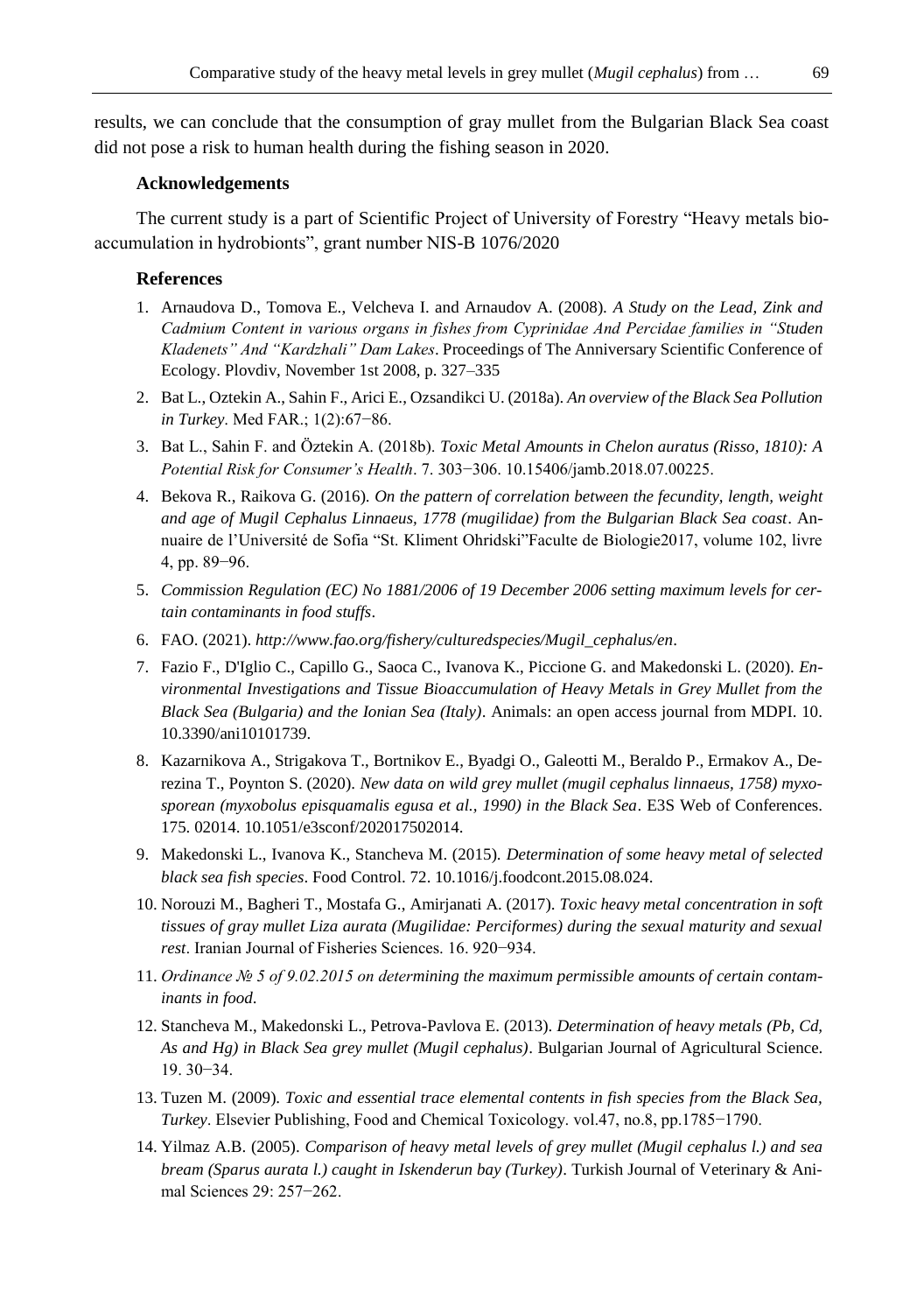results, we can conclude that the consumption of gray mullet from the Bulgarian Black Sea coast did not pose a risk to human health during the fishing season in 2020.

### Acknowledgements

The current study is a part of Scientific Project of University of Forestry “Heavy metals bio-accumulation in hydrobionts”, grant number NIS-B 1076/2020

### References

1. Arnaudova D., Tomova E., Velcheva I. and Arnaudov A. (2008). *A Study on the Lead, Zink and Cadmium Content in various organs in fishes from Cyprinidae And Percidae families in “Studen Kladenets” And “Kardzhali” Dam Lakes*. Proceedings of The Anniversary Scientific Conference of Ecology. Plovdiv, November 1st 2008, p. 327–335
2. Bat L., Oztekin A., Sahin F., Arici E., Ozsandikci U. (2018a). *An overview of the Black Sea Pollution in Turkey*. Med FAR.; 1(2):67−86.
3. Bat L., Sahin F. and Öztekin A. (2018b). *Toxic Metal Amounts in Chelon auratus (Risso, 1810): A Potential Risk for Consumer’s Health*. 7. 303−306. 10.15406/jamb.2018.07.00225.
4. Bekova R., Raikova G. (2016). *On the pattern of correlation between the fecundity, length, weight and age of Mugil Cephalus Linnaeus, 1778 (mugilidae) from the Bulgarian Black Sea coast*. Annuaire de l’Université de Sofia “St. Kliment Ohridski”Faculte de Biologie2017, volume 102, livre 4, pp. 89−96.
5. *Commission Regulation (EC) No 1881/2006 of 19 December 2006 setting maximum levels for certain contaminants in food stuffs*.
6. FAO. (2021). *http://www.fao.org/fishery/culturedspecies/Mugil_cephalus/en*.
7. Fazio F., D'Iglio C., Capillo G., Saoca C., Ivanova K., Piccione G. and Makedonski L. (2020). *Environmental Investigations and Tissue Bioaccumulation of Heavy Metals in Grey Mullet from the Black Sea (Bulgaria) and the Ionian Sea (Italy)*. Animals: an open access journal from MDPI. 10. 10.3390/ani10101739.
8. Kazarnikova A., Strigakova T., Bortnikov E., Byadgi O., Galeotti M., Beraldo P., Ermakov A., Derezina T., Poynton S. (2020). *New data on wild grey mullet (mugil cephalus linnaeus, 1758) myxosporean (myxobolus episquamalis egusa et al., 1990) in the Black Sea*. E3S Web of Conferences. 175. 02014. 10.1051/e3sconf/202017502014.
9. Makedonski L., Ivanova K., Stancheva M. (2015). *Determination of some heavy metal of selected black sea fish species*. Food Control. 72. 10.1016/j.foodcont.2015.08.024.
10. Norouzi M., Bagheri T., Mostafa G., Amirjanati A. (2017). *Toxic heavy metal concentration in soft tissues of gray mullet Liza aurata (Mugilidae: Perciformes) during the sexual maturity and sexual rest*. Iranian Journal of Fisheries Sciences. 16. 920−934.
11. *Ordinance № 5 of 9.02.2015 on determining the maximum permissible amounts of certain contaminants in food*.
12. Stancheva M., Makedonski L., Petrova-Pavlova E. (2013). *Determination of heavy metals (Pb, Cd, As and Hg) in Black Sea grey mullet (Mugil cephalus)*. Bulgarian Journal of Agricultural Science. 19. 30−34.
13. Tuzen M. (2009). *Toxic and essential trace elemental contents in fish species from the Black Sea, Turkey*. Elsevier Publishing, Food and Chemical Toxicology. vol.47, no.8, pp.1785−1790.
14. Yilmaz A.B. (2005). *Comparison of heavy metal levels of grey mullet (Mugil cephalus l.) and sea bream (Sparus aurata l.) caught in Iskenderun bay (Turkey)*. Turkish Journal of Veterinary & Animal Sciences 29: 257−262.